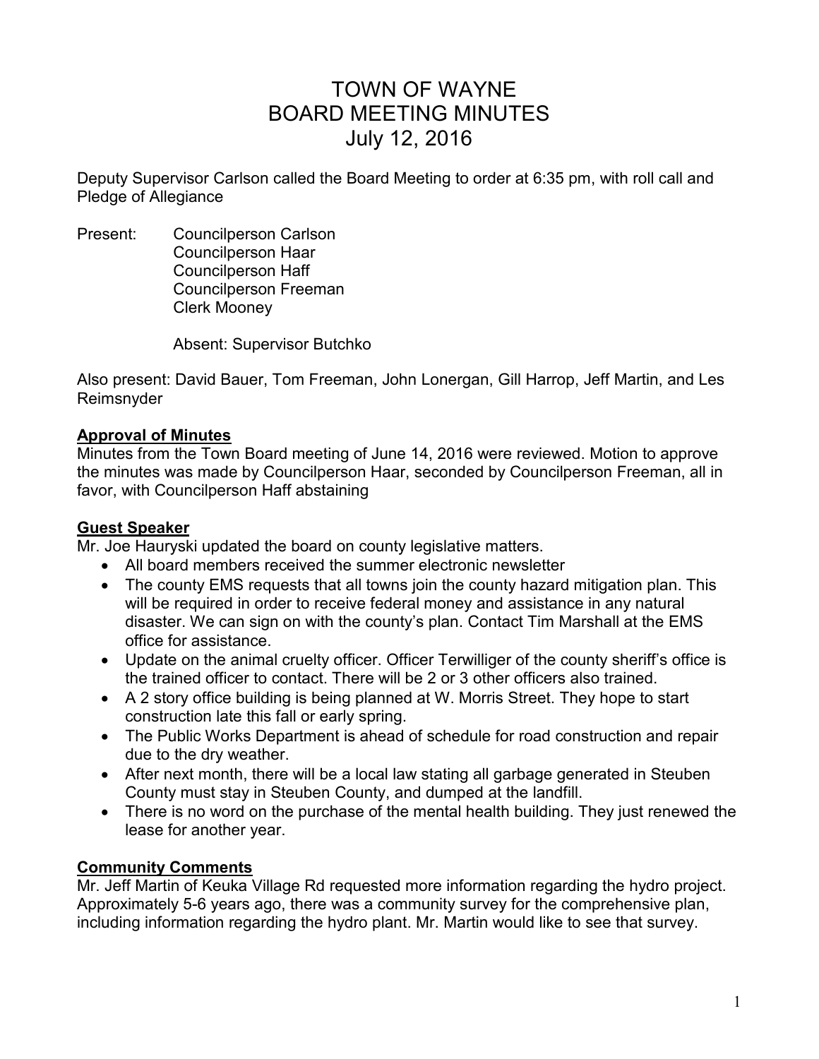# TOWN OF WAYNE
# BOARD MEETING MINUTES
# July 12, 2016

Deputy Supervisor Carlson called the Board Meeting to order at 6:35 pm, with roll call and Pledge of Allegiance

Present:
- Councilperson Carlson
- Councilperson Haar
- Councilperson Haff
- Councilperson Freeman
- Clerk Mooney

Absent: Supervisor Butchko

Also present: David Bauer, Tom Freeman, John Lonergan, Gill Harrop, Jeff Martin, and Les Reimsnyder

## Approval of Minutes

Minutes from the Town Board meeting of June 14, 2016 were reviewed. Motion to approve the minutes was made by Councilperson Haar, seconded by Councilperson Freeman, all in favor, with Councilperson Haff abstaining

## Guest Speaker

Mr. Joe Hauryski updated the board on county legislative matters.

- All board members received the summer electronic newsletter
- The county EMS requests that all towns join the county hazard mitigation plan. This will be required in order to receive federal money and assistance in any natural disaster. We can sign on with the county's plan. Contact Tim Marshall at the EMS office for assistance.
- Update on the animal cruelty officer. Officer Terwilliger of the county sheriff's office is the trained officer to contact. There will be 2 or 3 other officers also trained.
- A 2 story office building is being planned at W. Morris Street. They hope to start construction late this fall or early spring.
- The Public Works Department is ahead of schedule for road construction and repair due to the dry weather.
- After next month, there will be a local law stating all garbage generated in Steuben County must stay in Steuben County, and dumped at the landfill.
- There is no word on the purchase of the mental health building. They just renewed the lease for another year.

## Community Comments

Mr. Jeff Martin of Keuka Village Rd requested more information regarding the hydro project. Approximately 5-6 years ago, there was a community survey for the comprehensive plan, including information regarding the hydro plant. Mr. Martin would like to see that survey.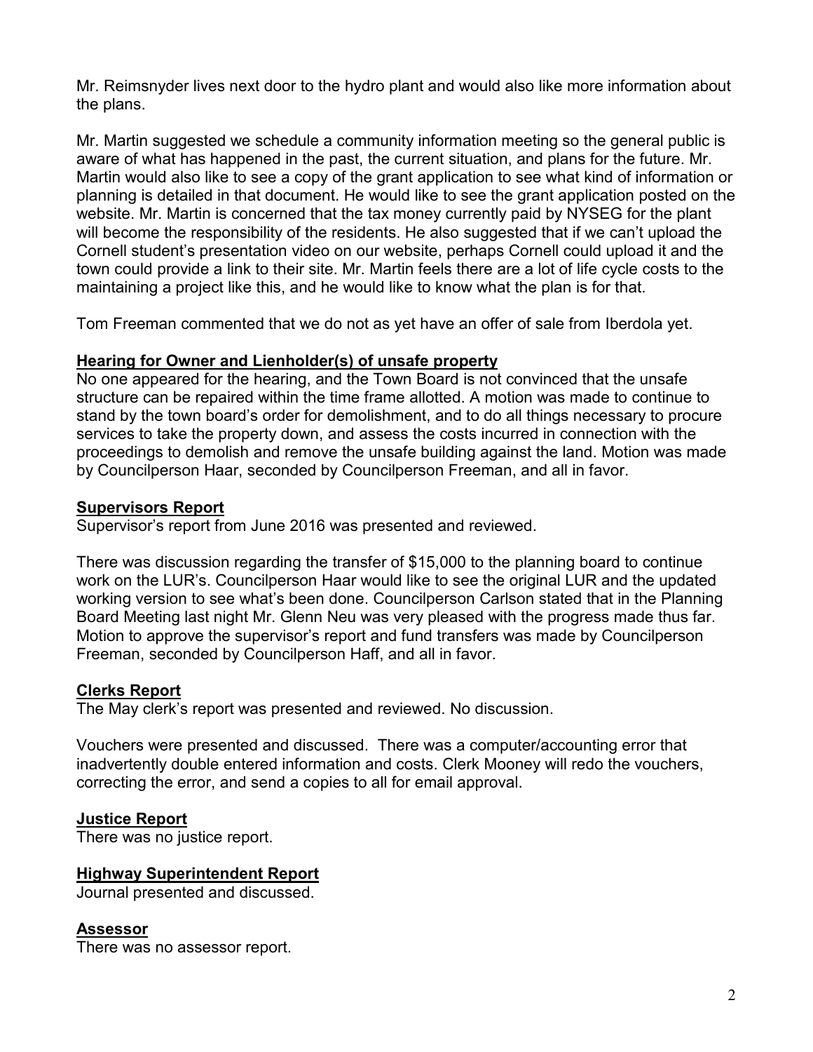Mr. Reimsnyder lives next door to the hydro plant and would also like more information about the plans.

Mr. Martin suggested we schedule a community information meeting so the general public is aware of what has happened in the past, the current situation, and plans for the future. Mr. Martin would also like to see a copy of the grant application to see what kind of information or planning is detailed in that document. He would like to see the grant application posted on the website. Mr. Martin is concerned that the tax money currently paid by NYSEG for the plant will become the responsibility of the residents. He also suggested that if we can't upload the Cornell student's presentation video on our website, perhaps Cornell could upload it and the town could provide a link to their site. Mr. Martin feels there are a lot of life cycle costs to the maintaining a project like this, and he would like to know what the plan is for that.

Tom Freeman commented that we do not as yet have an offer of sale from Iberdola yet.

## Hearing for Owner and Lienholder(s) of unsafe property

No one appeared for the hearing, and the Town Board is not convinced that the unsafe structure can be repaired within the time frame allotted. A motion was made to continue to stand by the town board's order for demolishment, and to do all things necessary to procure services to take the property down, and assess the costs incurred in connection with the proceedings to demolish and remove the unsafe building against the land. Motion was made by Councilperson Haar, seconded by Councilperson Freeman, and all in favor.

## Supervisors Report

Supervisor's report from June 2016 was presented and reviewed.

There was discussion regarding the transfer of $15,000 to the planning board to continue work on the LUR's. Councilperson Haar would like to see the original LUR and the updated working version to see what's been done. Councilperson Carlson stated that in the Planning Board Meeting last night Mr. Glenn Neu was very pleased with the progress made thus far. Motion to approve the supervisor's report and fund transfers was made by Councilperson Freeman, seconded by Councilperson Haff, and all in favor.

## Clerks Report

The May clerk's report was presented and reviewed. No discussion.

Vouchers were presented and discussed. There was a computer/accounting error that inadvertently double entered information and costs. Clerk Mooney will redo the vouchers, correcting the error, and send a copies to all for email approval.

## Justice Report

There was no justice report.

## Highway Superintendent Report

Journal presented and discussed.

## Assessor

There was no assessor report.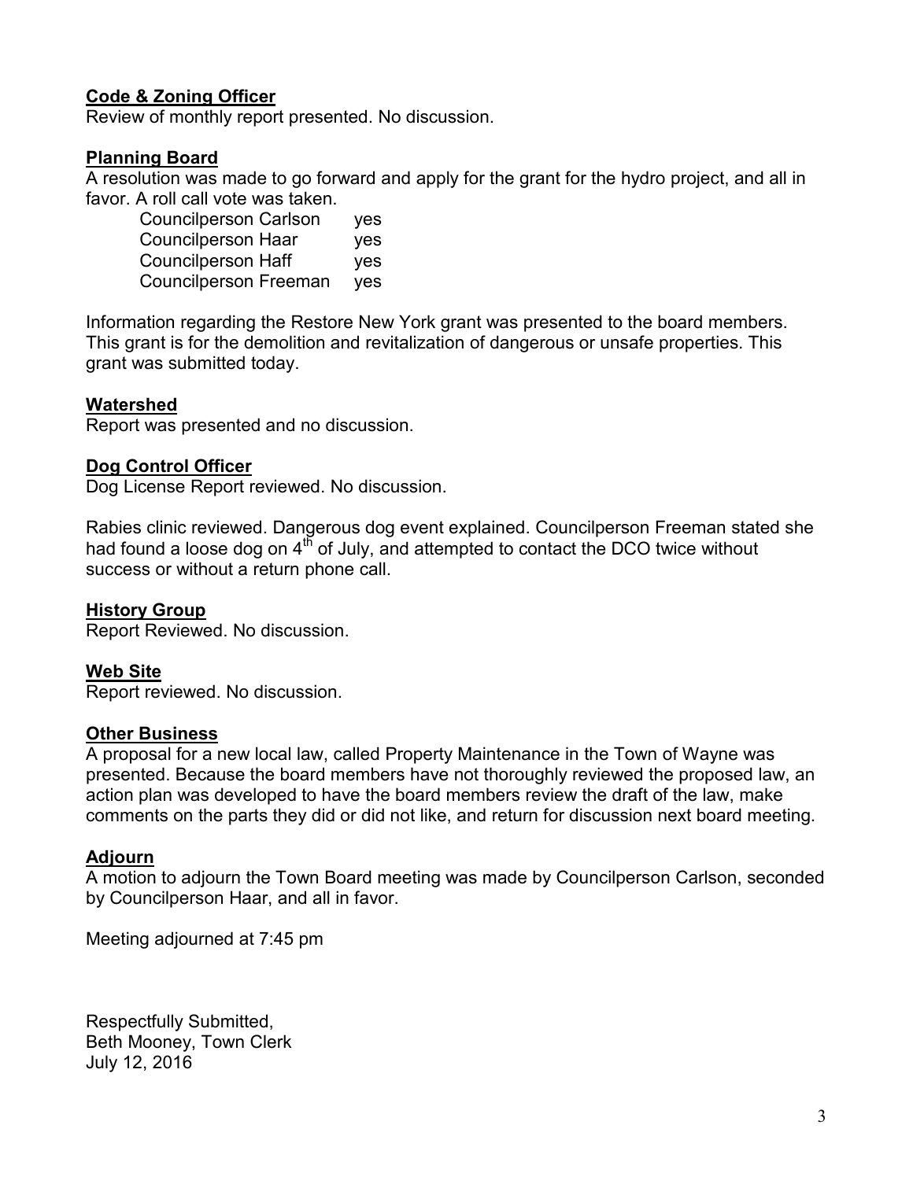**Code & Zoning Officer**

Review of monthly report presented. No discussion.

**Planning Board**

A resolution was made to go forward and apply for the grant for the hydro project, and all in favor. A roll call vote was taken.

| | |
|---|---|
| Councilperson Carlson | yes |
| Councilperson Haar | yes |
| Councilperson Haff | yes |
| Councilperson Freeman | yes |

Information regarding the Restore New York grant was presented to the board members. This grant is for the demolition and revitalization of dangerous or unsafe properties. This grant was submitted today.

**Watershed**

Report was presented and no discussion.

**Dog Control Officer**

Dog License Report reviewed. No discussion.

Rabies clinic reviewed. Dangerous dog event explained. Councilperson Freeman stated she had found a loose dog on 4th of July, and attempted to contact the DCO twice without success or without a return phone call.

**History Group**

Report Reviewed. No discussion.

**Web Site**

Report reviewed. No discussion.

**Other Business**

A proposal for a new local law, called Property Maintenance in the Town of Wayne was presented. Because the board members have not thoroughly reviewed the proposed law, an action plan was developed to have the board members review the draft of the law, make comments on the parts they did or did not like, and return for discussion next board meeting.

**Adjourn**

A motion to adjourn the Town Board meeting was made by Councilperson Carlson, seconded by Councilperson Haar, and all in favor.

Meeting adjourned at 7:45 pm

Respectfully Submitted,
Beth Mooney, Town Clerk
July 12, 2016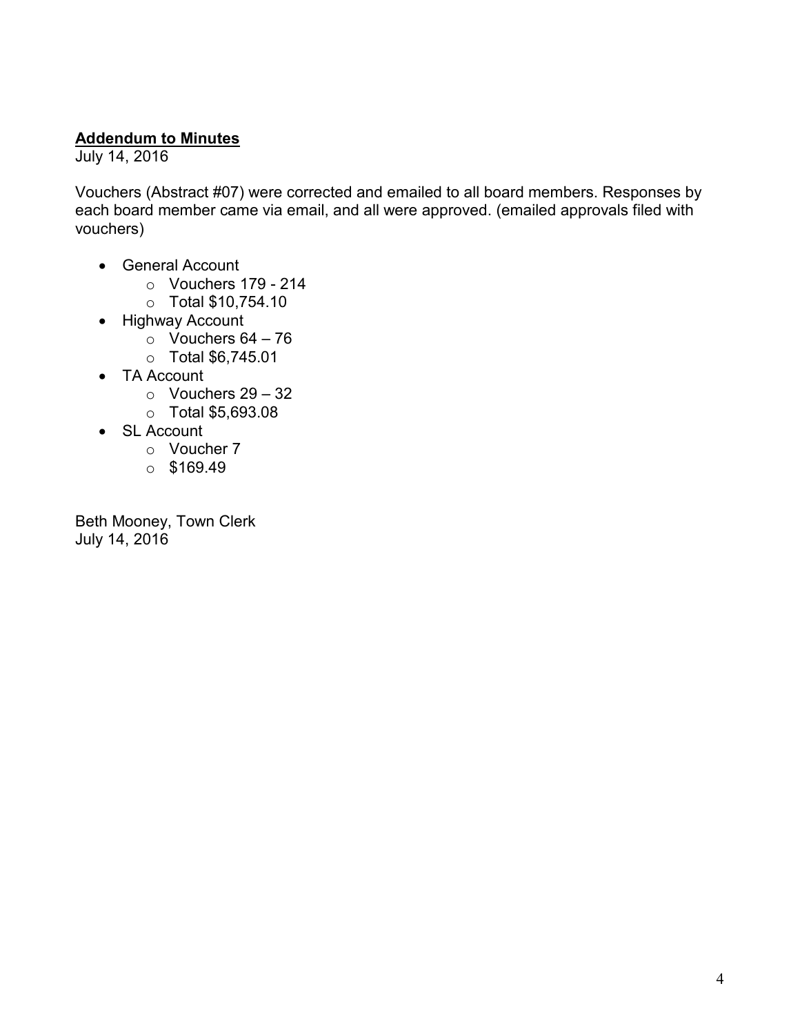**Addendum to Minutes**
July 14, 2016

Vouchers (Abstract #07) were corrected and emailed to all board members. Responses by each board member came via email, and all were approved. (emailed approvals filed with vouchers)

- General Account
  - Vouchers 179 - 214
  - Total $10,754.10
- Highway Account
  - Vouchers 64 – 76
  - Total $6,745.01
- TA Account
  - Vouchers 29 – 32
  - Total $5,693.08
- SL Account
  - Voucher 7
  - $169.49

Beth Mooney, Town Clerk
July 14, 2016